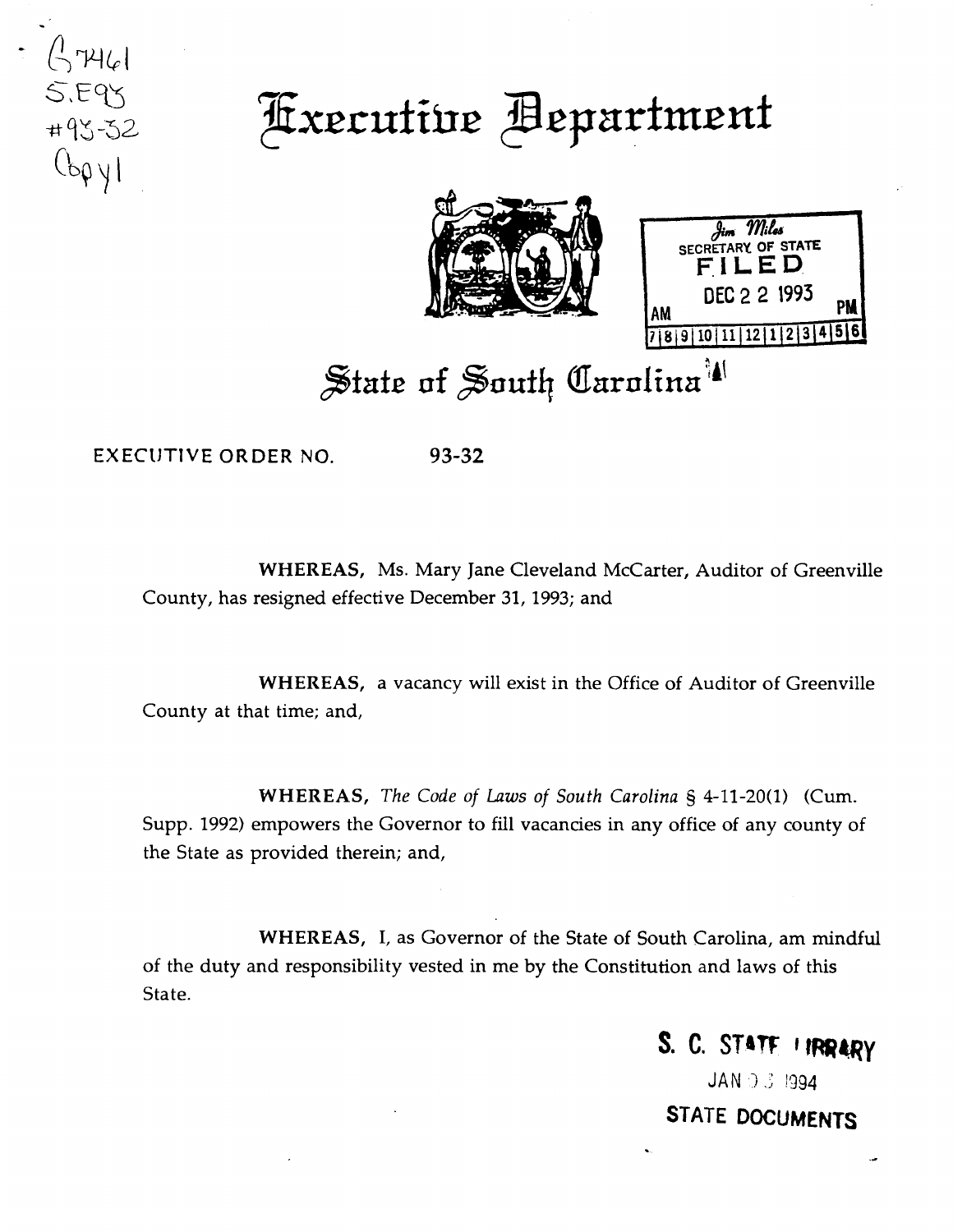G7461
S.E93
#93-32
Copy 1

# Executive Department

Jim Miles
SECRETARY OF STATE
FILED
DEC 2 2 1993
AM PM
7 8 9 10 11 12 1 2 3 4 5 6

# State of South Carolina

EXECUTIVE ORDER NO. 93-32

**WHEREAS,** Ms. Mary Jane Cleveland McCarter, Auditor of Greenville County, has resigned effective December 31, 1993; and

**WHEREAS,** a vacancy will exist in the Office of Auditor of Greenville County at that time; and,

**WHEREAS,** *The Code of Laws of South Carolina* § 4-11-20(1) (Cum. Supp. 1992) empowers the Governor to fill vacancies in any office of any county of the State as provided therein; and,

**WHEREAS,** I, as Governor of the State of South Carolina, am mindful of the duty and responsibility vested in me by the Constitution and laws of this State.

S. C. STATE LIBRARY
JAN 0 3 1994
STATE DOCUMENTS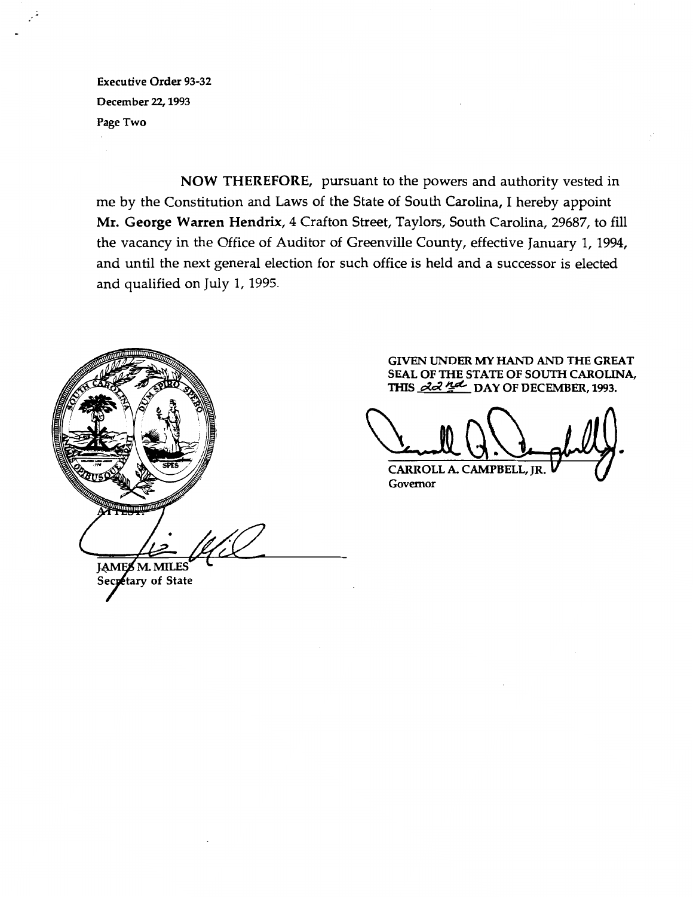Executive Order 93-32
December 22, 1993
Page Two

**NOW THEREFORE,** pursuant to the powers and authority vested in me by the Constitution and Laws of the State of South Carolina, I hereby appoint **Mr. George Warren Hendrix**, 4 Crafton Street, Taylors, South Carolina, 29687, to fill the vacancy in the Office of Auditor of Greenville County, effective January 1, 1994, and until the next general election for such office is held and a successor is elected and qualified on July 1, 1995.

GIVEN UNDER MY HAND AND THE GREAT SEAL OF THE STATE OF SOUTH CAROLINA, THIS 22nd DAY OF DECEMBER, 1993.

CARROLL A. CAMPBELL, JR.
Governor

ATTEST:

JAMES M. MILES
Secretary of State